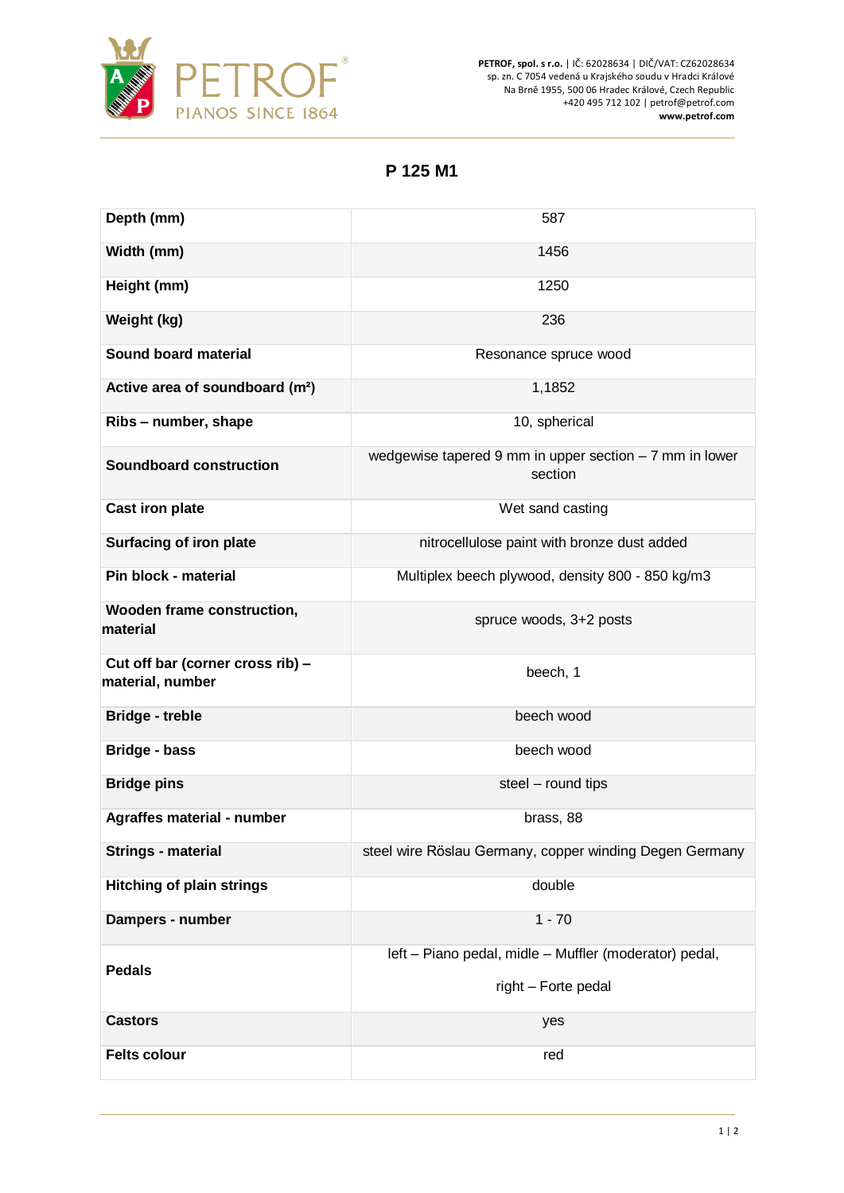PETROF PIANOS SINCE 1864

**PETROF, spol. s r.o.** | IČ: 62028634 | DIČ/VAT: CZ62028634
sp. zn. C 7054 vedená u Krajského soudu v Hradci Králové
Na Brně 1955, 500 06 Hradec Králové, Czech Republic
+420 495 712 102 | petrof@petrof.com
**www.petrof.com**

# P 125 M1

| | |
|---|---|
| **Depth (mm)** | 587 |
| **Width (mm)** | 1456 |
| **Height (mm)** | 1250 |
| **Weight (kg)** | 236 |
| **Sound board material** | Resonance spruce wood |
| **Active area of soundboard (m²)** | 1,1852 |
| **Ribs – number, shape** | 10, spherical |
| **Soundboard construction** | wedgewise tapered 9 mm in upper section – 7 mm in lower section |
| **Cast iron plate** | Wet sand casting |
| **Surfacing of iron plate** | nitrocellulose paint with bronze dust added |
| **Pin block - material** | Multiplex beech plywood, density 800 - 850 kg/m3 |
| **Wooden frame construction, material** | spruce woods, 3+2 posts |
| **Cut off bar (corner cross rib) – material, number** | beech, 1 |
| **Bridge - treble** | beech wood |
| **Bridge - bass** | beech wood |
| **Bridge pins** | steel – round tips |
| **Agraffes material - number** | brass, 88 |
| **Strings - material** | steel wire Röslau Germany, copper winding Degen Germany |
| **Hitching of plain strings** | double |
| **Dampers - number** | 1 - 70 |
| **Pedals** | left – Piano pedal, midle – Muffler (moderator) pedal, right – Forte pedal |
| **Castors** | yes |
| **Felts colour** | red |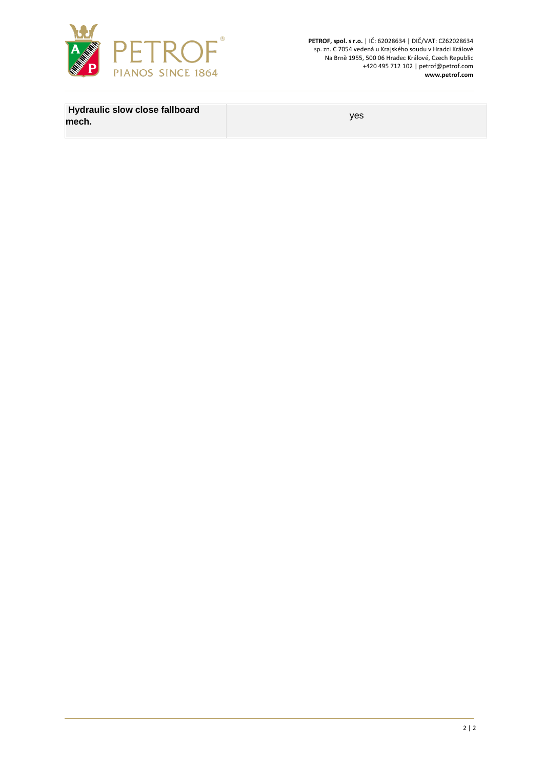| | |
|---|---|
| **Hydraulic slow close fallboard mech.** | yes |